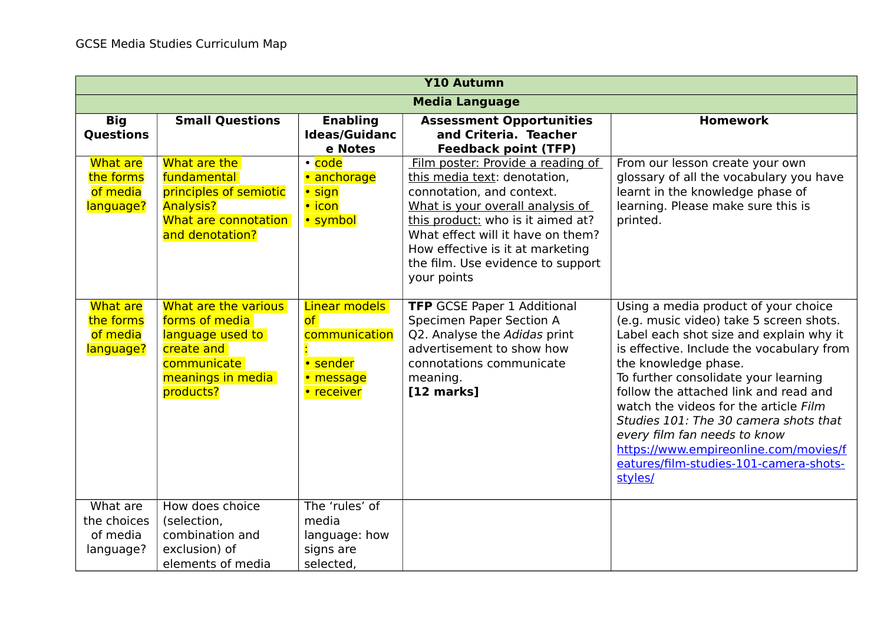GCSE Media Studies Curriculum Map

| Y10 Autumn | | | | |
|---|---|---|---|---|
| **Media Language** | | | | |
| **Big Questions** | **Small Questions** | **Enabling Ideas/Guidance Notes** | **Assessment Opportunities and Criteria. Teacher Feedback point (TFP)** | **Homework** |
| What are the forms of media language? | What are the fundamental principles of semiotic Analysis?<br>What are connotation and denotation? | • code<br>• anchorage<br>• sign<br>• icon<br>• symbol | Film poster: Provide a reading of this media text: denotation, connotation, and context.<br>What is your overall analysis of this product: who is it aimed at? What effect will it have on them? How effective is it at marketing the film. Use evidence to support your points | From our lesson create your own glossary of all the vocabulary you have learnt in the knowledge phase of learning. Please make sure this is printed. |
| What are the forms of media language? | What are the various forms of media language used to create and communicate meanings in media products? | Linear models of communication:<br>• sender<br>• message<br>• receiver | **TFP** GCSE Paper 1 Additional Specimen Paper Section A Q2. Analyse the *Adidas* print advertisement to show how connotations communicate meaning.<br>**[12 marks]** | Using a media product of your choice (e.g. music video) take 5 screen shots. Label each shot size and explain why it is effective. Include the vocabulary from the knowledge phase.<br>To further consolidate your learning follow the attached link and read and watch the videos for the article *Film Studies 101: The 30 camera shots that every film fan needs to know* https://www.empireonline.com/movies/features/film-studies-101-camera-shots-styles/ |
| What are the choices of media language? | How does choice (selection, combination and exclusion) of elements of media | The 'rules' of media language: how signs are selected, | | |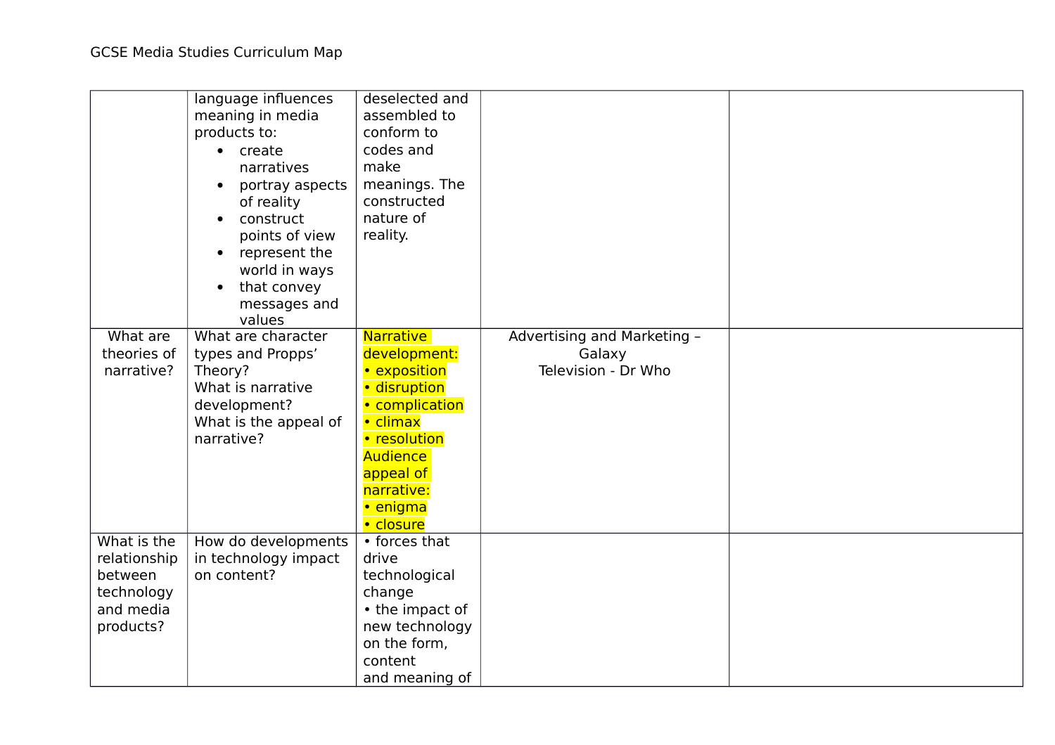GCSE Media Studies Curriculum Map

| | | | | |
|---|---|---|---|---|
| | language influences meaning in media products to:<br>• create narratives<br>• portray aspects of reality<br>• construct points of view<br>• represent the world in ways<br>• that convey messages and values | deselected and assembled to conform to codes and make meanings. The constructed nature of reality. | | |
| What are theories of narrative? | What are character types and Propps' Theory?<br>What is narrative development?<br>What is the appeal of narrative? | Narrative development:<br>• exposition<br>• disruption<br>• complication<br>• climax<br>• resolution<br>Audience appeal of narrative:<br>• enigma<br>• closure | Advertising and Marketing – Galaxy<br>Television - Dr Who | |
| What is the relationship between technology and media products? | How do developments in technology impact on content? | • forces that drive technological change<br>• the impact of new technology on the form, content and meaning of | | |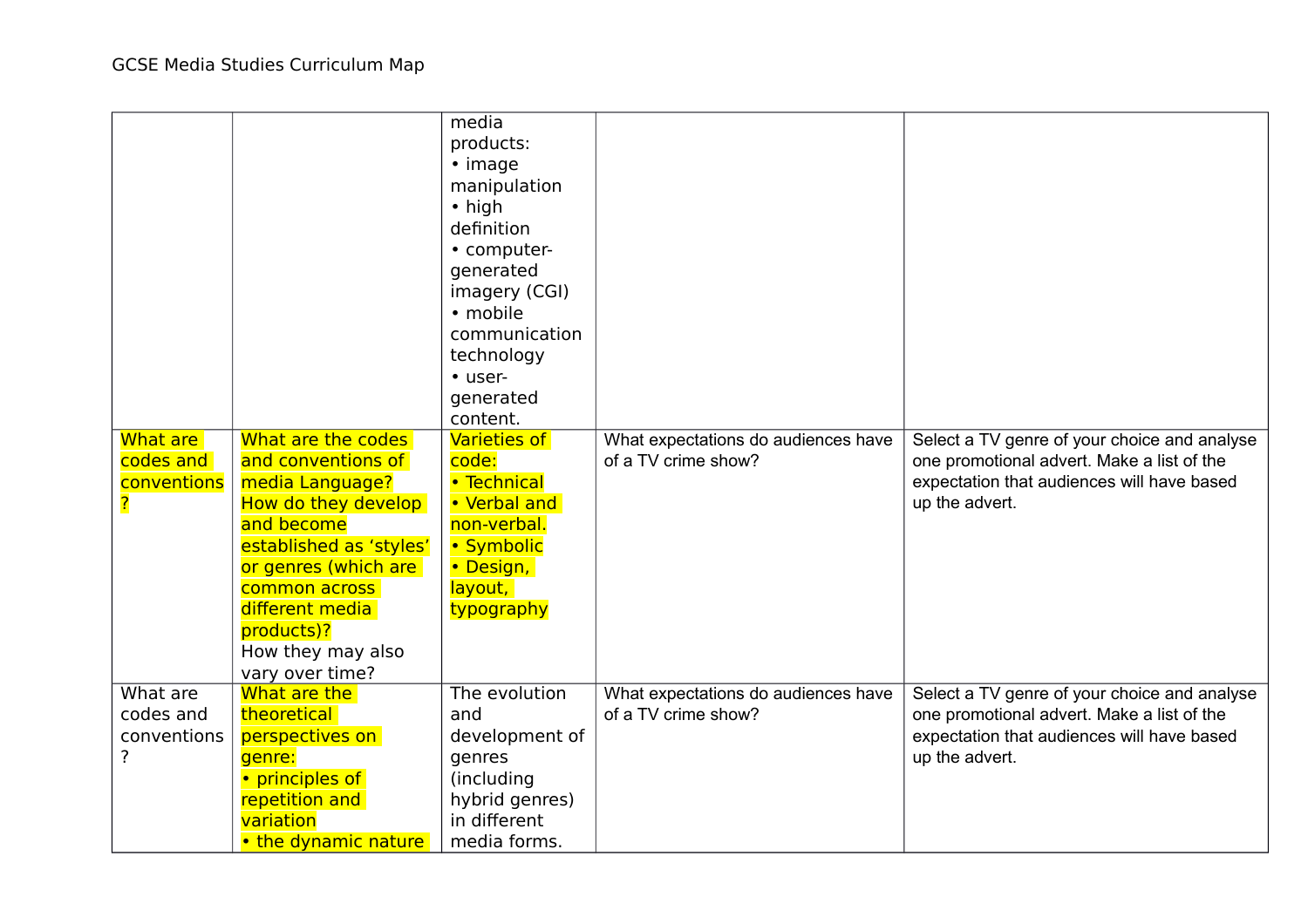GCSE Media Studies Curriculum Map

| | | | | |
|---|---|---|---|---|
| | | media products: • image manipulation • high definition • computer-generated imagery (CGI) • mobile communication technology • user-generated content. | | |
| What are codes and conventions ? | What are the codes and conventions of media Language? How do they develop and become established as 'styles' or genres (which are common across different media products)? How they may also vary over time? | Varieties of code: • Technical • Verbal and non-verbal. • Symbolic • Design, layout, typography | What expectations do audiences have of a TV crime show? | Select a TV genre of your choice and analyse one promotional advert. Make a list of the expectation that audiences will have based up the advert. |
| What are codes and conventions ? | What are the theoretical perspectives on genre: • principles of repetition and variation • the dynamic nature | The evolution and development of genres (including hybrid genres) in different media forms. | What expectations do audiences have of a TV crime show? | Select a TV genre of your choice and analyse one promotional advert. Make a list of the expectation that audiences will have based up the advert. |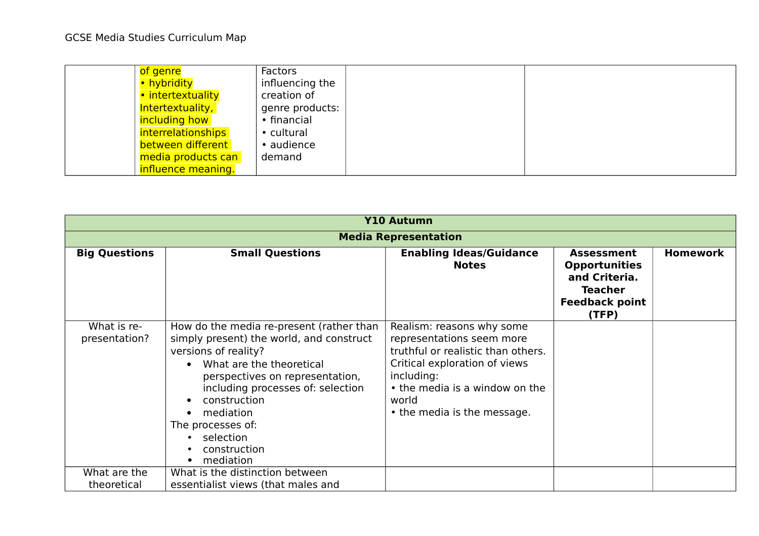| | | | | |
|---|---|---|---|---|
| | of genre<br>• hybridity<br>• intertextuality<br>Intertextuality, including how interrelationships between different media products can influence meaning. | Factors influencing the creation of genre products:<br>• financial<br>• cultural<br>• audience demand | | |

| Y10 Autumn | | | | |
|---|---|---|---|---|
| **Media Representation** | | | | |
| **Big Questions** | **Small Questions** | **Enabling Ideas/Guidance Notes** | **Assessment Opportunities and Criteria. Teacher Feedback point (TFP)** | **Homework** |
| What is re-presentation? | How do the media re-present (rather than simply present) the world, and construct versions of reality?<br>• What are the theoretical perspectives on representation, including processes of: selection<br>• construction<br>• mediation<br>The processes of:<br>• selection<br>• construction<br>• mediation | Realism: reasons why some representations seem more truthful or realistic than others.<br>Critical exploration of views including:<br>• the media is a window on the world<br>• the media is the message. | | |
| What are the theoretical | What is the distinction between essentialist views (that males and | | | |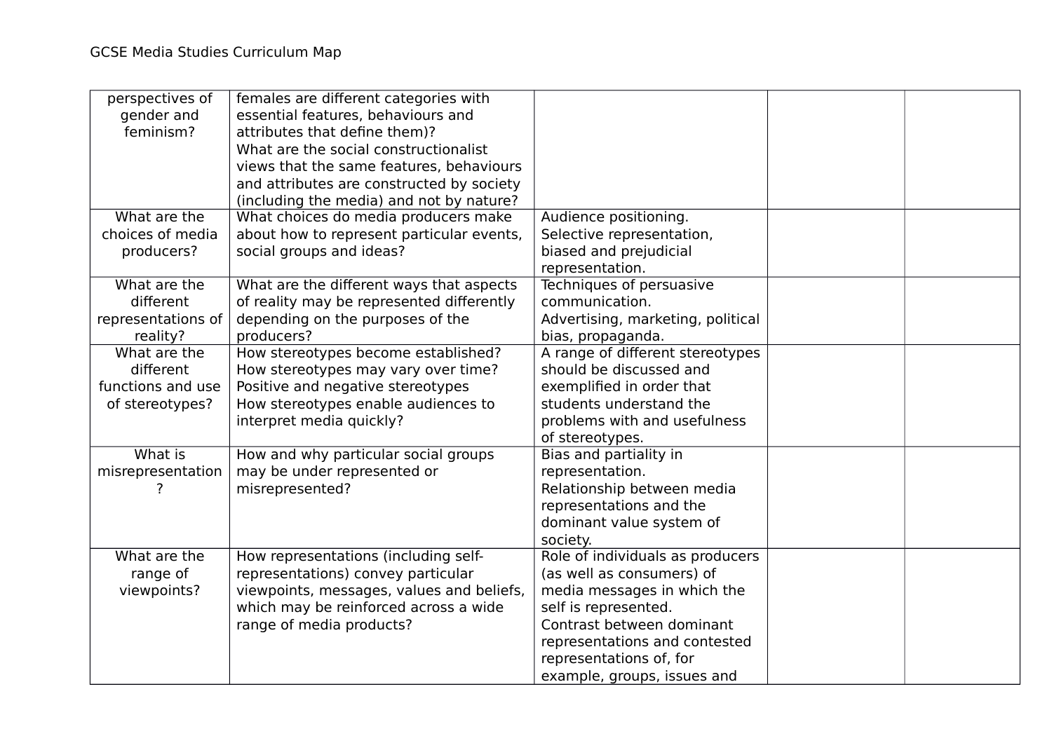| | | | | |
|---|---|---|---|---|
| perspectives of gender and feminism? | females are different categories with essential features, behaviours and attributes that define them)?<br>What are the social constructionalist views that the same features, behaviours and attributes are constructed by society (including the media) and not by nature? | | | |
| What are the choices of media producers? | What choices do media producers make about how to represent particular events, social groups and ideas? | Audience positioning.<br>Selective representation, biased and prejudicial representation. | | |
| What are the different representations of reality? | What are the different ways that aspects of reality may be represented differently depending on the purposes of the producers? | Techniques of persuasive communication.<br>Advertising, marketing, political bias, propaganda. | | |
| What are the different functions and use of stereotypes? | How stereotypes become established?<br>How stereotypes may vary over time?<br>Positive and negative stereotypes<br>How stereotypes enable audiences to interpret media quickly? | A range of different stereotypes should be discussed and exemplified in order that students understand the problems with and usefulness of stereotypes. | | |
| What is misrepresentation? | How and why particular social groups may be under represented or misrepresented? | Bias and partiality in representation.<br>Relationship between media representations and the dominant value system of society. | | |
| What are the range of viewpoints? | How representations (including self-representations) convey particular viewpoints, messages, values and beliefs, which may be reinforced across a wide range of media products? | Role of individuals as producers (as well as consumers) of media messages in which the self is represented.<br>Contrast between dominant representations and contested representations of, for example, groups, issues and | | |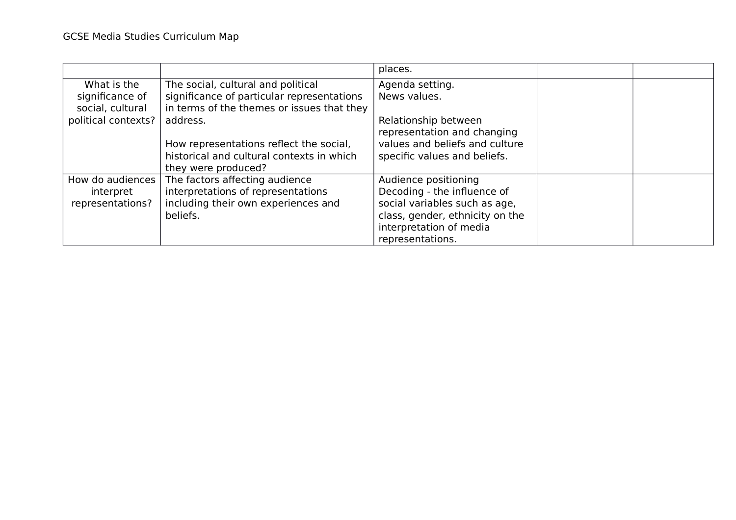| | | | | |
|---|---|---|---|---|
| | | places. | | |
| What is the significance of social, cultural political contexts? | The social, cultural and political significance of particular representations in terms of the themes or issues that they address.<br><br>How representations reflect the social, historical and cultural contexts in which they were produced? | Agenda setting.<br>News values.<br><br>Relationship between representation and changing values and beliefs and culture specific values and beliefs. | | |
| How do audiences interpret representations? | The factors affecting audience interpretations of representations including their own experiences and beliefs. | Audience positioning<br>Decoding - the influence of social variables such as age, class, gender, ethnicity on the interpretation of media representations. | | |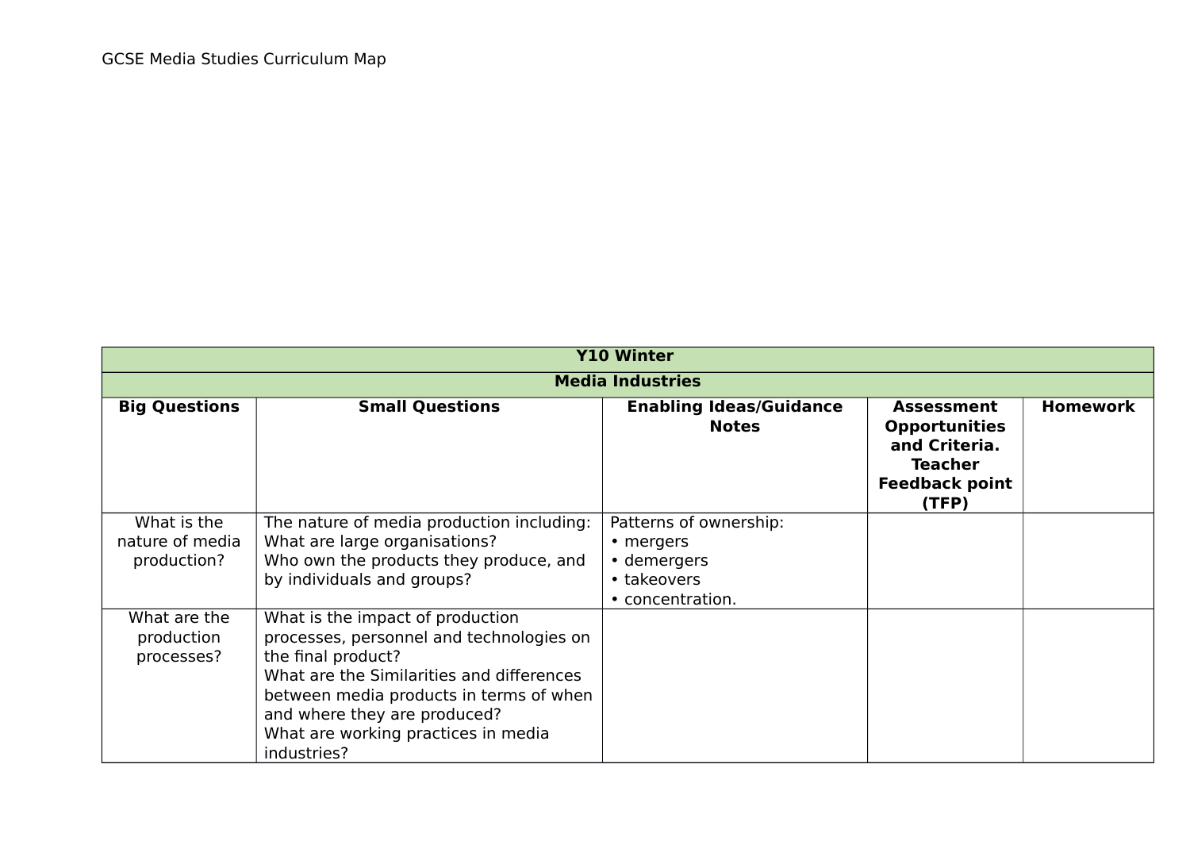GCSE Media Studies Curriculum Map

| Y10 Winter | | | | |
|---|---|---|---|---|
| **Media Industries** | | | | |
| **Big Questions** | **Small Questions** | **Enabling Ideas/Guidance Notes** | **Assessment Opportunities and Criteria. Teacher Feedback point (TFP)** | **Homework** |
| What is the nature of media production? | The nature of media production including:<br>What are large organisations?<br>Who own the products they produce, and by individuals and groups? | Patterns of ownership:<br>• mergers<br>• demergers<br>• takeovers<br>• concentration. | | |
| What are the production processes? | What is the impact of production processes, personnel and technologies on the final product?<br>What are the Similarities and differences between media products in terms of when and where they are produced?<br>What are working practices in media industries? | | | |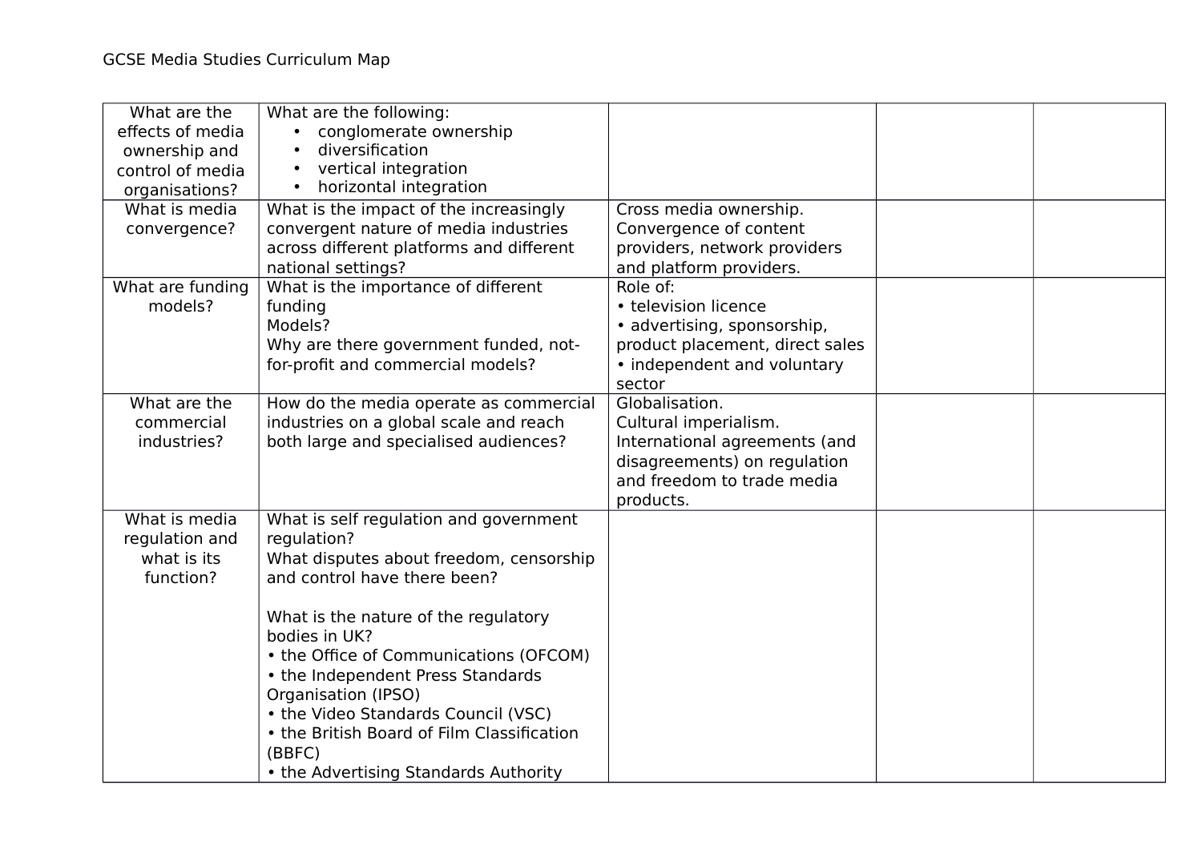GCSE Media Studies Curriculum Map

| What are the effects of media ownership and control of media organisations? | What are the following:<br>• conglomerate ownership<br>• diversification<br>• vertical integration<br>• horizontal integration | | | |
|---|---|---|---|---|
| What is media convergence? | What is the impact of the increasingly convergent nature of media industries across different platforms and different national settings? | Cross media ownership.<br>Convergence of content providers, network providers and platform providers. | | |
| What are funding models? | What is the importance of different funding<br>Models?<br>Why are there government funded, not-for-profit and commercial models? | Role of:<br>• television licence<br>• advertising, sponsorship, product placement, direct sales<br>• independent and voluntary sector | | |
| What are the commercial industries? | How do the media operate as commercial industries on a global scale and reach both large and specialised audiences? | Globalisation.<br>Cultural imperialism.<br>International agreements (and disagreements) on regulation and freedom to trade media products. | | |
| What is media regulation and what is its function? | What is self regulation and government regulation?<br>What disputes about freedom, censorship and control have there been?<br><br>What is the nature of the regulatory bodies in UK?<br>• the Office of Communications (OFCOM)<br>• the Independent Press Standards Organisation (IPSO)<br>• the Video Standards Council (VSC)<br>• the British Board of Film Classification (BBFC)<br>• the Advertising Standards Authority | | | |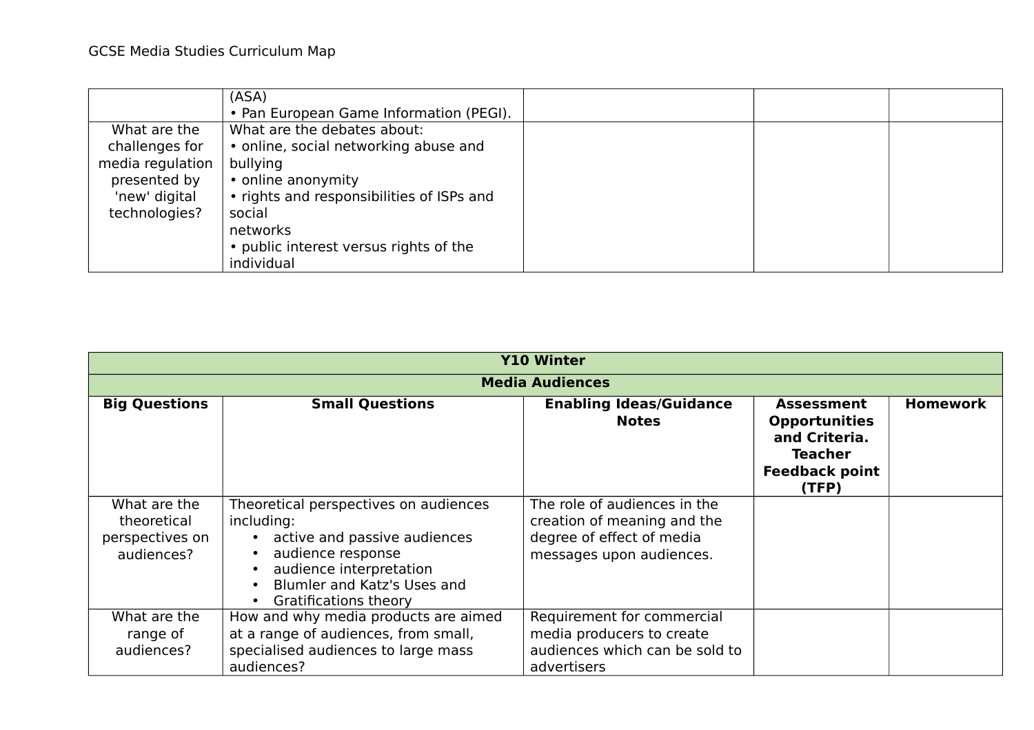| | | | | |
|---|---|---|---|---|
| | (ASA)<br>• Pan European Game Information (PEGI). | | | |
| What are the challenges for media regulation presented by 'new' digital technologies? | What are the debates about:<br>• online, social networking abuse and bullying<br>• online anonymity<br>• rights and responsibilities of ISPs and social networks<br>• public interest versus rights of the individual | | | |

| **Y10 Winter** | | | | |
|---|---|---|---|---|
| **Media Audiences** | | | | |
| **Big Questions** | **Small Questions** | **Enabling Ideas/Guidance Notes** | **Assessment Opportunities and Criteria. Teacher Feedback point (TFP)** | **Homework** |
| What are the theoretical perspectives on audiences? | Theoretical perspectives on audiences including:<br>• active and passive audiences<br>• audience response<br>• audience interpretation<br>• Blumler and Katz's Uses and Gratifications theory | The role of audiences in the creation of meaning and the degree of effect of media messages upon audiences. | | |
| What are the range of audiences? | How and why media products are aimed at a range of audiences, from small, specialised audiences to large mass audiences? | Requirement for commercial media producers to create audiences which can be sold to advertisers | | |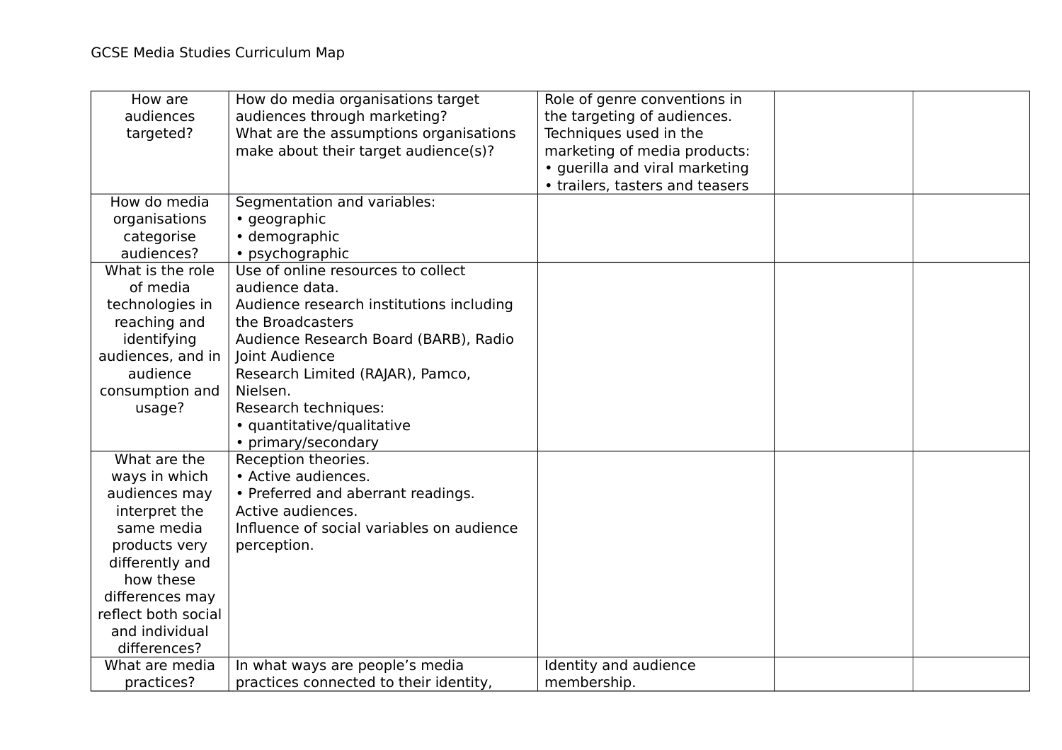GCSE Media Studies Curriculum Map

| | | | | |
|---|---|---|---|---|
| How are audiences targeted? | How do media organisations target audiences through marketing?<br>What are the assumptions organisations make about their target audience(s)? | Role of genre conventions in the targeting of audiences.<br>Techniques used in the marketing of media products:<br>• guerilla and viral marketing<br>• trailers, tasters and teasers | | |
| How do media organisations categorise audiences? | Segmentation and variables:<br>• geographic<br>• demographic<br>• psychographic | | | |
| What is the role of media technologies in reaching and identifying audiences, and in audience consumption and usage? | Use of online resources to collect audience data.<br>Audience research institutions including the Broadcasters Audience Research Board (BARB), Radio Joint Audience Research Limited (RAJAR), Pamco, Nielsen.<br>Research techniques:<br>• quantitative/qualitative<br>• primary/secondary | | | |
| What are the ways in which audiences may interpret the same media products very differently and how these differences may reflect both social and individual differences? | Reception theories.<br>• Active audiences.<br>• Preferred and aberrant readings.<br>Active audiences.<br>Influence of social variables on audience perception. | | | |
| What are media practices? | In what ways are people's media practices connected to their identity, | Identity and audience membership. | | |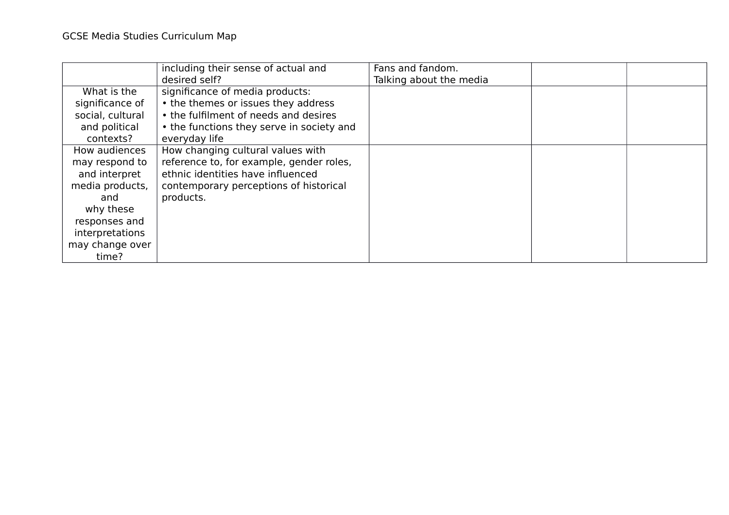GCSE Media Studies Curriculum Map

| | | | | |
|---|---|---|---|---|
| | including their sense of actual and desired self? | Fans and fandom.<br>Talking about the media | | |
| What is the significance of social, cultural and political contexts? | significance of media products:<br>• the themes or issues they address<br>• the fulfilment of needs and desires<br>• the functions they serve in society and everyday life | | | |
| How audiences may respond to and interpret media products, and why these responses and interpretations may change over time? | How changing cultural values with reference to, for example, gender roles, ethnic identities have influenced contemporary perceptions of historical products. | | | |